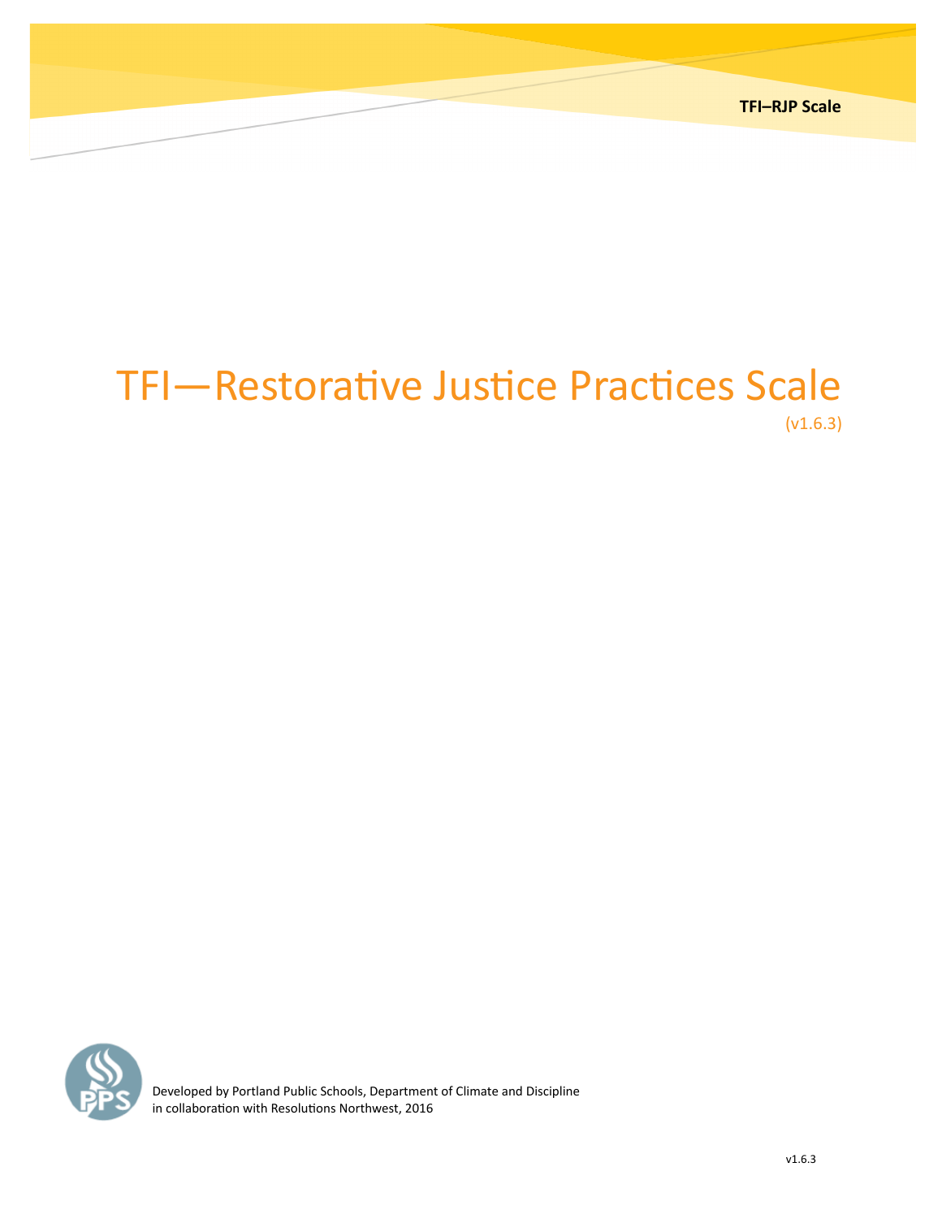# TFI—Restorative Justice Practices Scale

(v1.6.3)

Developed by Portland Public Schools, Department of Climate and Discipline
in collaboration with Resolutions Northwest, 2016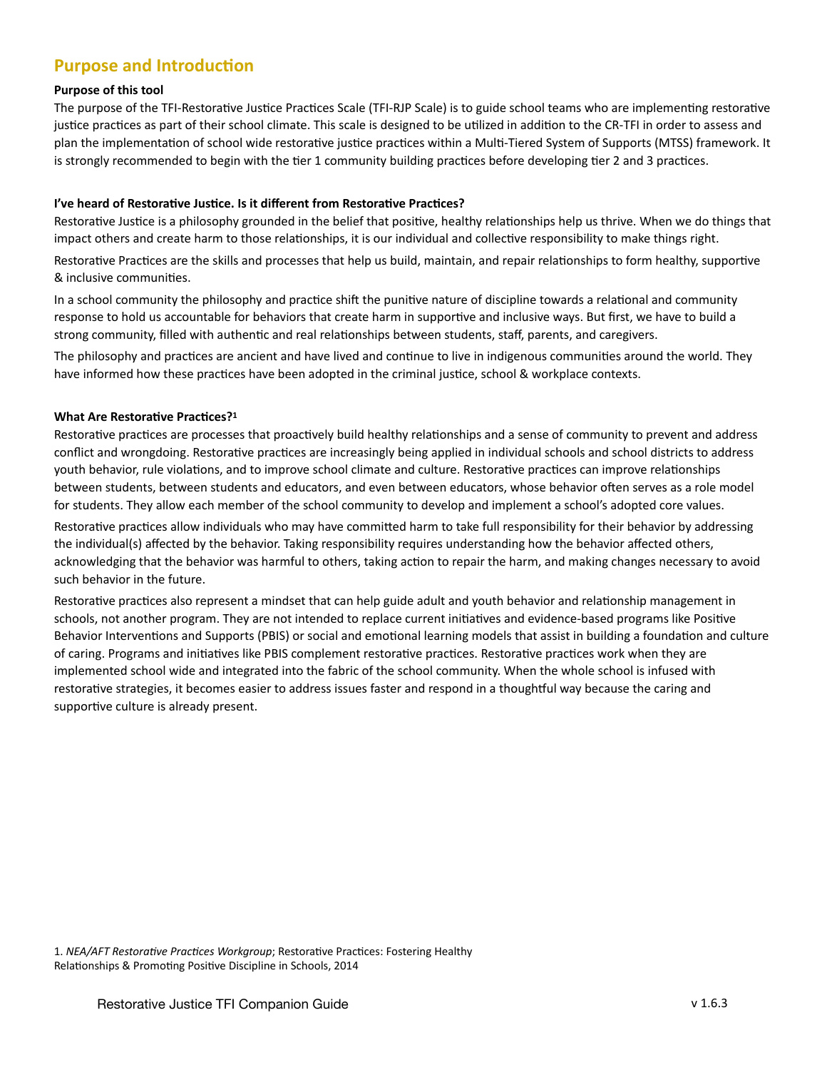## Purpose and Introduction

**Purpose of this tool**

The purpose of the TFI-Restorative Justice Practices Scale (TFI-RJP Scale) is to guide school teams who are implementing restorative justice practices as part of their school climate. This scale is designed to be utilized in addition to the CR-TFI in order to assess and plan the implementation of school wide restorative justice practices within a Multi-Tiered System of Supports (MTSS) framework. It is strongly recommended to begin with the tier 1 community building practices before developing tier 2 and 3 practices.

**I've heard of Restorative Justice. Is it different from Restorative Practices?**

Restorative Justice is a philosophy grounded in the belief that positive, healthy relationships help us thrive. When we do things that impact others and create harm to those relationships, it is our individual and collective responsibility to make things right.

Restorative Practices are the skills and processes that help us build, maintain, and repair relationships to form healthy, supportive & inclusive communities.

In a school community the philosophy and practice shift the punitive nature of discipline towards a relational and community response to hold us accountable for behaviors that create harm in supportive and inclusive ways. But first, we have to build a strong community, filled with authentic and real relationships between students, staff, parents, and caregivers.

The philosophy and practices are ancient and have lived and continue to live in indigenous communities around the world. They have informed how these practices have been adopted in the criminal justice, school & workplace contexts.

**What Are Restorative Practices?[1]**

Restorative practices are processes that proactively build healthy relationships and a sense of community to prevent and address conflict and wrongdoing. Restorative practices are increasingly being applied in individual schools and school districts to address youth behavior, rule violations, and to improve school climate and culture. Restorative practices can improve relationships between students, between students and educators, and even between educators, whose behavior often serves as a role model for students. They allow each member of the school community to develop and implement a school's adopted core values.

Restorative practices allow individuals who may have committed harm to take full responsibility for their behavior by addressing the individual(s) affected by the behavior. Taking responsibility requires understanding how the behavior affected others, acknowledging that the behavior was harmful to others, taking action to repair the harm, and making changes necessary to avoid such behavior in the future.

Restorative practices also represent a mindset that can help guide adult and youth behavior and relationship management in schools, not another program. They are not intended to replace current initiatives and evidence-based programs like Positive Behavior Interventions and Supports (PBIS) or social and emotional learning models that assist in building a foundation and culture of caring. Programs and initiatives like PBIS complement restorative practices. Restorative practices work when they are implemented school wide and integrated into the fabric of the school community. When the whole school is infused with restorative strategies, it becomes easier to address issues faster and respond in a thoughtful way because the caring and supportive culture is already present.

1. *NEA/AFT Restorative Practices Workgroup*; Restorative Practices: Fostering Healthy Relationships & Promoting Positive Discipline in Schools, 2014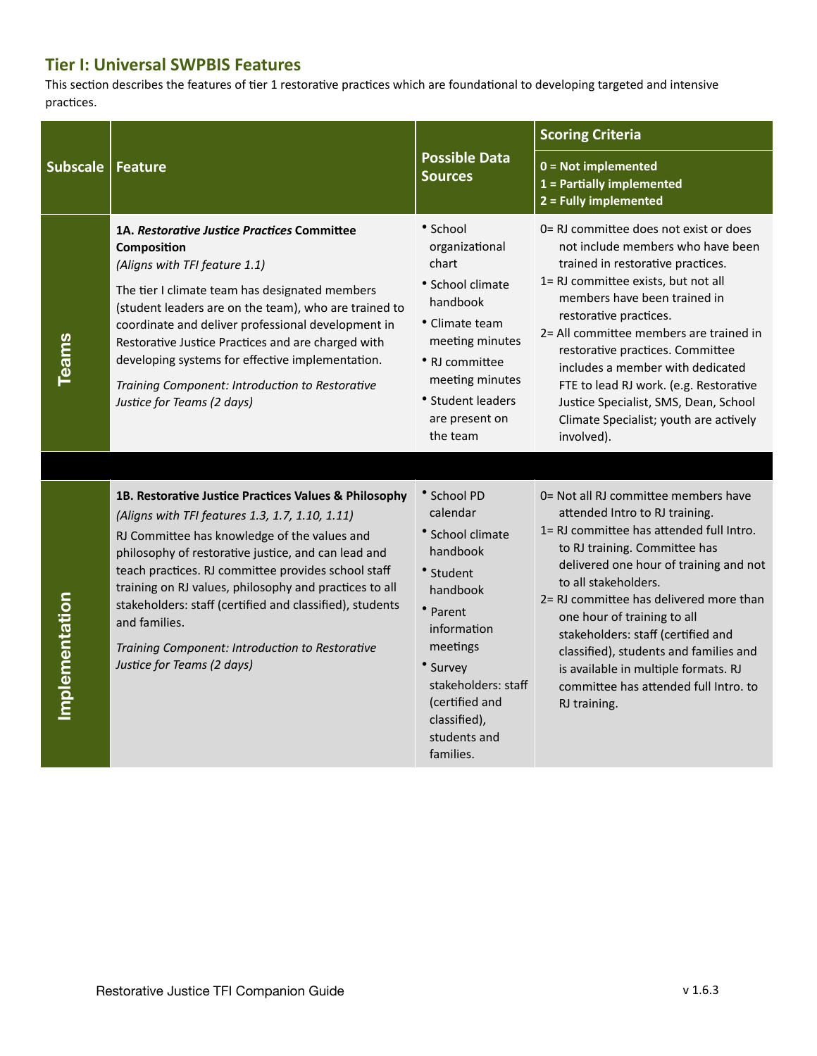## Tier I: Universal SWPBIS Features

This section describes the features of tier 1 restorative practices which are foundational to developing targeted and intensive practices.

| Subscale | Feature | Possible Data Sources | Scoring Criteria<br>0 = Not implemented<br>1 = Partially implemented<br>2 = Fully implemented |
|---|---|---|---|
| Teams | **1A. *Restorative Justice Practices* Committee Composition**<br>*(Aligns with TFI feature 1.1)*<br>The tier I climate team has designated members (student leaders are on the team), who are trained to coordinate and deliver professional development in Restorative Justice Practices and are charged with developing systems for effective implementation.<br>*Training Component: Introduction to Restorative Justice for Teams (2 days)* | • School organizational chart<br>• School climate handbook<br>• Climate team meeting minutes<br>• RJ committee meeting minutes<br>• Student leaders are present on the team | 0= RJ committee does not exist or does not include members who have been trained in restorative practices.<br>1= RJ committee exists, but not all members have been trained in restorative practices.<br>2= All committee members are trained in restorative practices. Committee includes a member with dedicated FTE to lead RJ work. (e.g. Restorative Justice Specialist, SMS, Dean, School Climate Specialist; youth are actively involved). |
| Implementation | **1B. Restorative Justice Practices Values & Philosophy**<br>*(Aligns with TFI features 1.3, 1.7, 1.10, 1.11)*<br>RJ Committee has knowledge of the values and philosophy of restorative justice, and can lead and teach practices. RJ committee provides school staff training on RJ values, philosophy and practices to all stakeholders: staff (certified and classified), students and families.<br>*Training Component: Introduction to Restorative Justice for Teams (2 days)* | • School PD calendar<br>• School climate handbook<br>• Student handbook<br>• Parent information meetings<br>• Survey stakeholders: staff (certified and classified), students and families. | 0= Not all RJ committee members have attended Intro to RJ training.<br>1= RJ committee has attended full Intro. to RJ training. Committee has delivered one hour of training and not to all stakeholders.<br>2= RJ committee has delivered more than one hour of training to all stakeholders: staff (certified and classified), students and families and is available in multiple formats. RJ committee has attended full Intro. to RJ training. |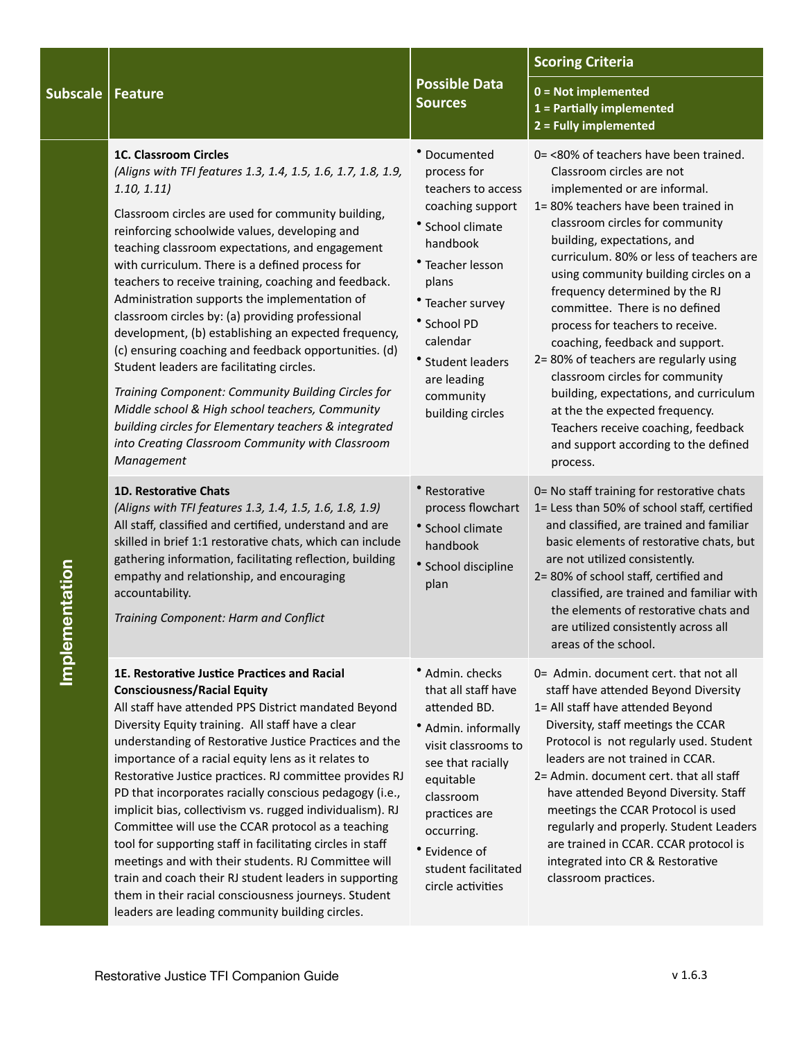| Subscale | Feature | Possible Data Sources | Scoring Criteria<br>0 = Not implemented<br>1 = Partially implemented<br>2 = Fully implemented |
|---|---|---|---|
| Implementation | **1C. Classroom Circles**<br>*(Aligns with TFI features 1.3, 1.4, 1.5, 1.6, 1.7, 1.8, 1.9, 1.10, 1.11)*<br><br>Classroom circles are used for community building, reinforcing schoolwide values, developing and teaching classroom expectations, and engagement with curriculum. There is a defined process for teachers to receive training, coaching and feedback. Administration supports the implementation of classroom circles by: (a) providing professional development, (b) establishing an expected frequency, (c) ensuring coaching and feedback opportunities. (d) Student leaders are facilitating circles.<br><br>*Training Component: Community Building Circles for Middle school & High school teachers, Community building circles for Elementary teachers & integrated into Creating Classroom Community with Classroom Management* | • Documented process for teachers to access coaching support<br>• School climate handbook<br>• Teacher lesson plans<br>• Teacher survey<br>• School PD calendar<br>• Student leaders are leading community building circles | 0= <80% of teachers have been trained. Classroom circles are not implemented or are informal.<br>1= 80% teachers have been trained in classroom circles for community building, expectations, and curriculum. 80% or less of teachers are using community building circles on a frequency determined by the RJ committee. There is no defined process for teachers to receive. coaching, feedback and support.<br>2= 80% of teachers are regularly using classroom circles for community building, expectations, and curriculum at the the expected frequency. Teachers receive coaching, feedback and support according to the defined process. |
| | **1D. Restorative Chats**<br>*(Aligns with TFI features 1.3, 1.4, 1.5, 1.6, 1.8, 1.9)*<br>All staff, classified and certified, understand and are skilled in brief 1:1 restorative chats, which can include gathering information, facilitating reflection, building empathy and relationship, and encouraging accountability.<br><br>*Training Component: Harm and Conflict* | • Restorative process flowchart<br>• School climate handbook<br>• School discipline plan | 0= No staff training for restorative chats<br>1= Less than 50% of school staff, certified and classified, are trained and familiar basic elements of restorative chats, but are not utilized consistently.<br>2= 80% of school staff, certified and classified, are trained and familiar with the elements of restorative chats and are utilized consistently across all areas of the school. |
| | **1E. Restorative Justice Practices and Racial Consciousness/Racial Equity**<br>All staff have attended PPS District mandated Beyond Diversity Equity training. All staff have a clear understanding of Restorative Justice Practices and the importance of a racial equity lens as it relates to Restorative Justice practices. RJ committee provides RJ PD that incorporates racially conscious pedagogy (i.e., implicit bias, collectivism vs. rugged individualism). RJ Committee will use the CCAR protocol as a teaching tool for supporting staff in facilitating circles in staff meetings and with their students. RJ Committee will train and coach their RJ student leaders in supporting them in their racial consciousness journeys. Student leaders are leading community building circles. | • Admin. checks that all staff have attended BD.<br>• Admin. informally visit classrooms to see that racially equitable classroom practices are occurring.<br>• Evidence of student facilitated circle activities | 0= Admin. document cert. that not all staff have attended Beyond Diversity<br>1= All staff have attended Beyond Diversity, staff meetings the CCAR Protocol is not regularly used. Student leaders are not trained in CCAR.<br>2= Admin. document cert. that all staff have attended Beyond Diversity. Staff meetings the CCAR Protocol is used regularly and properly. Student Leaders are trained in CCAR. CCAR protocol is integrated into CR & Restorative classroom practices. |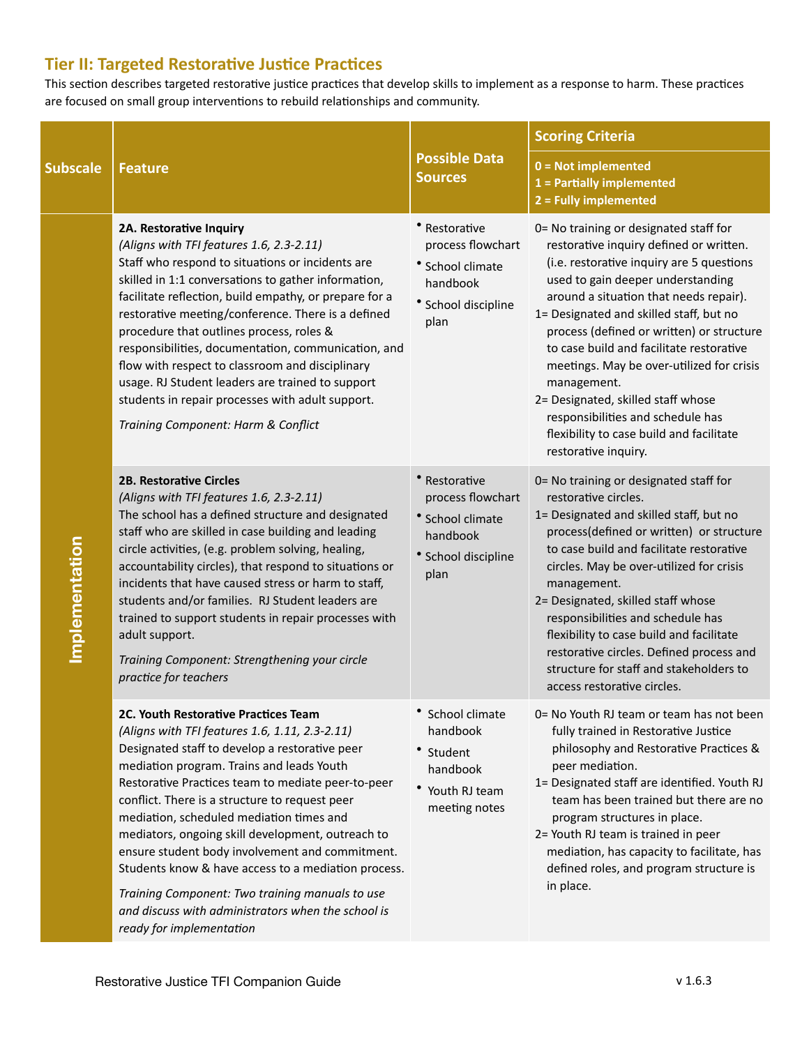## Tier II: Targeted Restorative Justice Practices

This section describes targeted restorative justice practices that develop skills to implement as a response to harm. These practices are focused on small group interventions to rebuild relationships and community.

| Subscale | Feature | Possible Data Sources | Scoring Criteria<br>0 = Not implemented<br>1 = Partially implemented<br>2 = Fully implemented |
|---|---|---|---|
| Implementation | **2A. Restorative Inquiry**<br>*(Aligns with TFI features 1.6, 2.3-2.11)*<br>Staff who respond to situations or incidents are skilled in 1:1 conversations to gather information, facilitate reflection, build empathy, or prepare for a restorative meeting/conference. There is a defined procedure that outlines process, roles & responsibilities, documentation, communication, and flow with respect to classroom and disciplinary usage. RJ Student leaders are trained to support students in repair processes with adult support.<br>*Training Component: Harm & Conflict* | • Restorative process flowchart<br>• School climate handbook<br>• School discipline plan | 0= No training or designated staff for restorative inquiry defined or written. (i.e. restorative inquiry are 5 questions used to gain deeper understanding around a situation that needs repair).<br>1= Designated and skilled staff, but no process (defined or written) or structure to case build and facilitate restorative meetings. May be over-utilized for crisis management.<br>2= Designated, skilled staff whose responsibilities and schedule has flexibility to case build and facilitate restorative inquiry. |
| | **2B. Restorative Circles**<br>*(Aligns with TFI features 1.6, 2.3-2.11)*<br>The school has a defined structure and designated staff who are skilled in case building and leading circle activities, (e.g. problem solving, healing, accountability circles), that respond to situations or incidents that have caused stress or harm to staff, students and/or families. RJ Student leaders are trained to support students in repair processes with adult support.<br>*Training Component: Strengthening your circle practice for teachers* | • Restorative process flowchart<br>• School climate handbook<br>• School discipline plan | 0= No training or designated staff for restorative circles.<br>1= Designated and skilled staff, but no process(defined or written) or structure to case build and facilitate restorative circles. May be over-utilized for crisis management.<br>2= Designated, skilled staff whose responsibilities and schedule has flexibility to case build and facilitate restorative circles. Defined process and structure for staff and stakeholders to access restorative circles. |
| | **2C. Youth Restorative Practices Team**<br>*(Aligns with TFI features 1.6, 1.11, 2.3-2.11)*<br>Designated staff to develop a restorative peer mediation program. Trains and leads Youth Restorative Practices team to mediate peer-to-peer conflict. There is a structure to request peer mediation, scheduled mediation times and mediators, ongoing skill development, outreach to ensure student body involvement and commitment. Students know & have access to a mediation process.<br>*Training Component: Two training manuals to use and discuss with administrators when the school is ready for implementation* | • School climate handbook<br>• Student handbook<br>• Youth RJ team meeting notes | 0= No Youth RJ team or team has not been fully trained in Restorative Justice philosophy and Restorative Practices & peer mediation.<br>1= Designated staff are identified. Youth RJ team has been trained but there are no program structures in place.<br>2= Youth RJ team is trained in peer mediation, has capacity to facilitate, has defined roles, and program structure is in place. |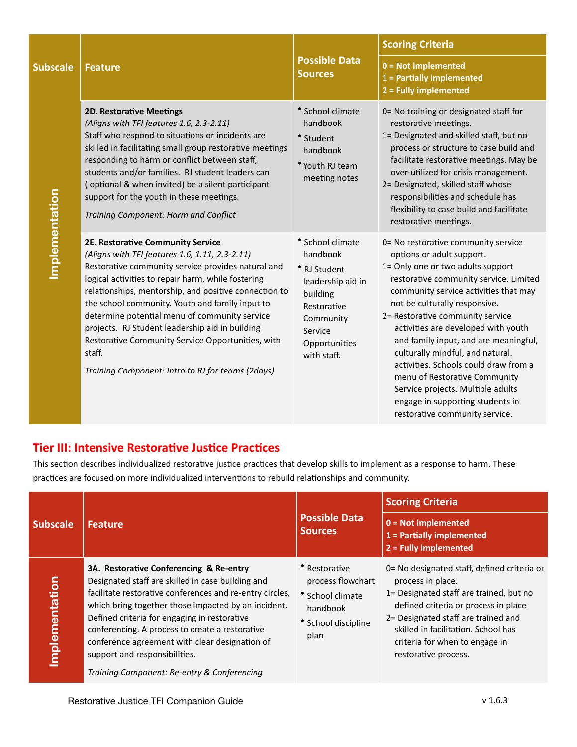| Subscale | Feature | Possible Data Sources | Scoring Criteria<br>0 = Not implemented<br>1 = Partially implemented<br>2 = Fully implemented |
|---|---|---|---|
| Implementation | **2D. Restorative Meetings**<br>*(Aligns with TFI features 1.6, 2.3-2.11)*<br>Staff who respond to situations or incidents are skilled in facilitating small group restorative meetings responding to harm or conflict between staff, students and/or families. RJ student leaders can ( optional & when invited) be a silent participant support for the youth in these meetings.<br>*Training Component: Harm and Conflict* | • School climate handbook<br>• Student handbook<br>• Youth RJ team meeting notes | 0= No training or designated staff for restorative meetings.<br>1= Designated and skilled staff, but no process or structure to case build and facilitate restorative meetings. May be over-utilized for crisis management.<br>2= Designated, skilled staff whose responsibilities and schedule has flexibility to case build and facilitate restorative meetings. |
| | **2E. Restorative Community Service**<br>*(Aligns with TFI features 1.6, 1.11, 2.3-2.11)*<br>Restorative community service provides natural and logical activities to repair harm, while fostering relationships, mentorship, and positive connection to the school community. Youth and family input to determine potential menu of community service projects. RJ Student leadership aid in building Restorative Community Service Opportunities, with staff.<br>*Training Component: Intro to RJ for teams (2days)* | • School climate handbook<br>• RJ Student leadership aid in building Restorative Community Service Opportunities with staff. | 0= No restorative community service options or adult support.<br>1= Only one or two adults support restorative community service. Limited community service activities that may not be culturally responsive.<br>2= Restorative community service activities are developed with youth and family input, and are meaningful, culturally mindful, and natural. activities. Schools could draw from a menu of Restorative Community Service projects. Multiple adults engage in supporting students in restorative community service. |

## Tier III: Intensive Restorative Justice Practices

This section describes individualized restorative justice practices that develop skills to implement as a response to harm. These practices are focused on more individualized interventions to rebuild relationships and community.

| Subscale | Feature | Possible Data Sources | Scoring Criteria<br>0 = Not implemented<br>1 = Partially implemented<br>2 = Fully implemented |
|---|---|---|---|
| Implementation | **3A. Restorative Conferencing & Re-entry**<br>Designated staff are skilled in case building and facilitate restorative conferences and re-entry circles, which bring together those impacted by an incident. Defined criteria for engaging in restorative conferencing. A process to create a restorative conference agreement with clear designation of support and responsibilities.<br>*Training Component: Re-entry & Conferencing* | • Restorative process flowchart<br>• School climate handbook<br>• School discipline plan | 0= No designated staff, defined criteria or process in place.<br>1= Designated staff are trained, but no defined criteria or process in place<br>2= Designated staff are trained and skilled in facilitation. School has criteria for when to engage in restorative process. |

Restorative Justice TFI Companion Guide v 1.6.3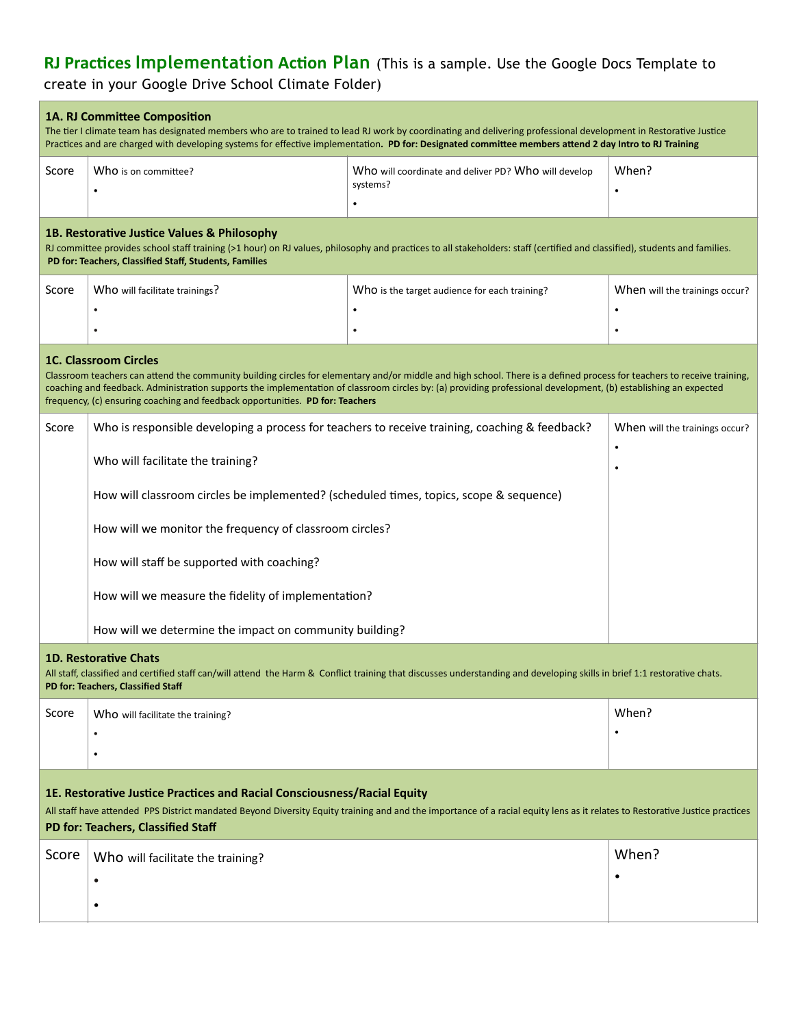## RJ Practices Implementation Action Plan (This is a sample. Use the Google Docs Template to create in your Google Drive School Climate Folder)

| | | | |
|---|---|---|---|
| **1A. RJ Committee Composition**<br>The tier I climate team has designated members who are to trained to lead RJ work by coordinating and delivering professional development in Restorative Justice Practices and are charged with developing systems for effective implementation. **PD for: Designated committee members attend 2 day Intro to RJ Training** | | | |
| Score | Who is on committee?<br>• | Who will coordinate and deliver PD? Who will develop systems?<br>• | When?<br>• |
| **1B. Restorative Justice Values & Philosophy**<br>RJ committee provides school staff training (>1 hour) on RJ values, philosophy and practices to all stakeholders: staff (certified and classified), students and families.<br>**PD for: Teachers, Classified Staff, Students, Families** | | | |
| Score | Who will facilitate trainings?<br>•<br>• | Who is the target audience for each training?<br>•<br>• | When will the trainings occur?<br>•<br>• |
| **1C. Classroom Circles**<br>Classroom teachers can attend the community building circles for elementary and/or middle and high school. There is a defined process for teachers to receive training, coaching and feedback. Administration supports the implementation of classroom circles by: (a) providing professional development, (b) establishing an expected frequency, (c) ensuring coaching and feedback opportunities. **PD for: Teachers** | | | |
| Score | Who is responsible developing a process for teachers to receive training, coaching & feedback?<br><br>Who will facilitate the training?<br><br>How will classroom circles be implemented? (scheduled times, topics, scope & sequence)<br><br>How will we monitor the frequency of classroom circles?<br><br>How will staff be supported with coaching?<br><br>How will we measure the fidelity of implementation?<br><br>How will we determine the impact on community building? | | When will the trainings occur?<br>•<br>• |
| **1D. Restorative Chats**<br>All staff, classified and certified staff can/will attend the Harm & Conflict training that discusses understanding and developing skills in brief 1:1 restorative chats.<br>**PD for: Teachers, Classified Staff** | | | |
| Score | Who will facilitate the training?<br>•<br>• | | When?<br>• |
| **1E. Restorative Justice Practices and Racial Consciousness/Racial Equity**<br>All staff have attended PPS District mandated Beyond Diversity Equity training and and the importance of a racial equity lens as it relates to Restorative Justice practices<br>**PD for: Teachers, Classified Staff** | | | |
| Score | Who will facilitate the training?<br>•<br>• | | When?<br>• |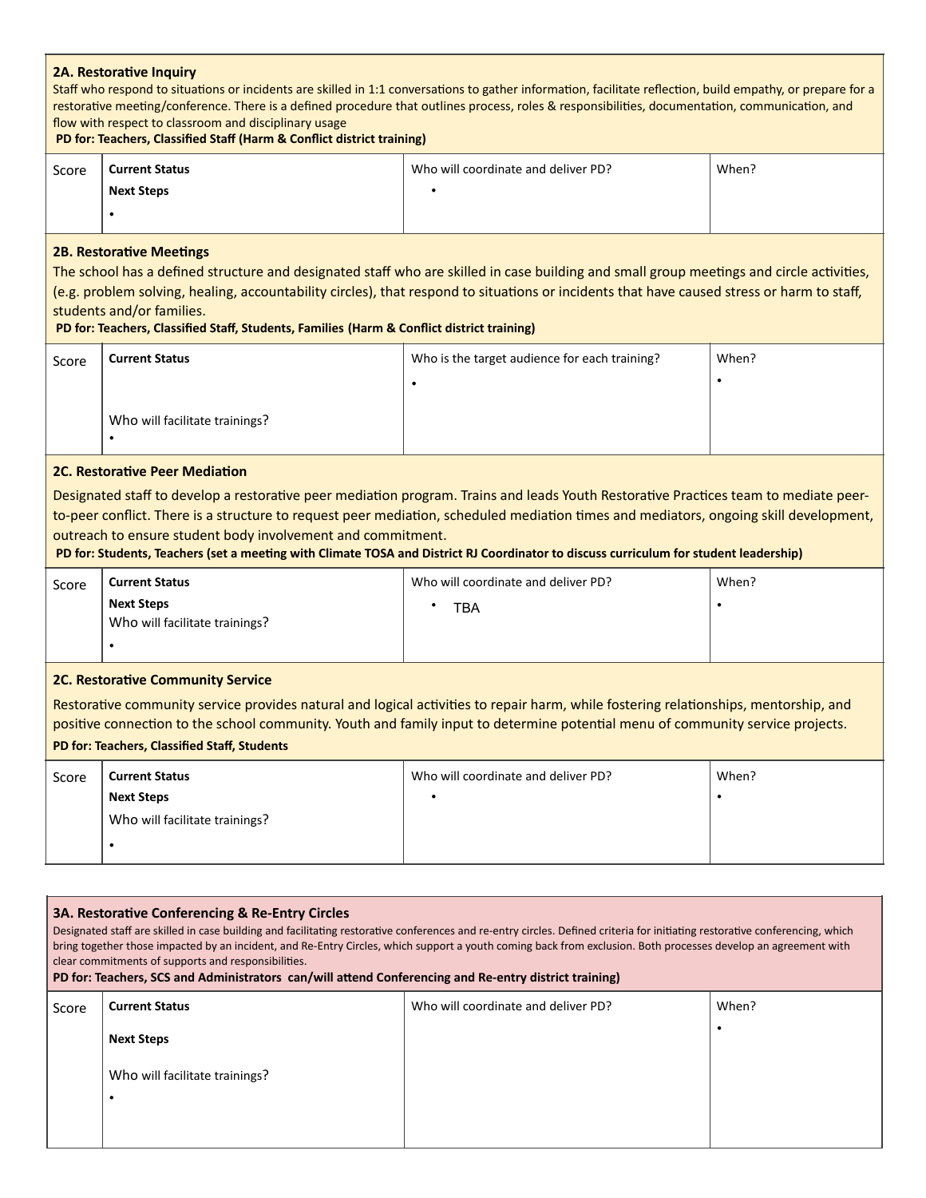### 2A. Restorative Inquiry

Staff who respond to situations or incidents are skilled in 1:1 conversations to gather information, facilitate reflection, build empathy, or prepare for a restorative meeting/conference. There is a defined procedure that outlines process, roles & responsibilities, documentation, communication, and flow with respect to classroom and disciplinary usage

**PD for: Teachers, Classified Staff (Harm & Conflict district training)**

| Score | Current Status | Who will coordinate and deliver PD? | When? |
|---|---|---|---|
| | **Next Steps**<br>• | • | |

### 2B. Restorative Meetings

The school has a defined structure and designated staff who are skilled in case building and small group meetings and circle activities, (e.g. problem solving, healing, accountability circles), that respond to situations or incidents that have caused stress or harm to staff, students and/or families.

**PD for: Teachers, Classified Staff, Students, Families (Harm & Conflict district training)**

| Score | Current Status | Who is the target audience for each training? | When? |
|---|---|---|---|
| | Who will facilitate trainings?<br>• | • | • |

### 2C. Restorative Peer Mediation

Designated staff to develop a restorative peer mediation program. Trains and leads Youth Restorative Practices team to mediate peer-to-peer conflict. There is a structure to request peer mediation, scheduled mediation times and mediators, ongoing skill development, outreach to ensure student body involvement and commitment.

**PD for: Students, Teachers (set a meeting with Climate TOSA and District RJ Coordinator to discuss curriculum for student leadership)**

| Score | Current Status | Who will coordinate and deliver PD? | When? |
|---|---|---|---|
| | **Next Steps**<br>Who will facilitate trainings?<br>• | • TBA | • |

### 2C. Restorative Community Service

Restorative community service provides natural and logical activities to repair harm, while fostering relationships, mentorship, and positive connection to the school community. Youth and family input to determine potential menu of community service projects.

**PD for: Teachers, Classified Staff, Students**

| Score | Current Status | Who will coordinate and deliver PD? | When? |
|---|---|---|---|
| | **Next Steps**<br>Who will facilitate trainings?<br>• | • | • |

### 3A. Restorative Conferencing & Re-Entry Circles

Designated staff are skilled in case building and facilitating restorative conferences and re-entry circles. Defined criteria for initiating restorative conferencing, which bring together those impacted by an incident, and Re-Entry Circles, which support a youth coming back from exclusion. Both processes develop an agreement with clear commitments of supports and responsibilities.

**PD for: Teachers, SCS and Administrators can/will attend Conferencing and Re-entry district training)**

| Score | Current Status | Who will coordinate and deliver PD? | When? |
|---|---|---|---|
| | **Next Steps**<br>Who will facilitate trainings?<br>• | | • |